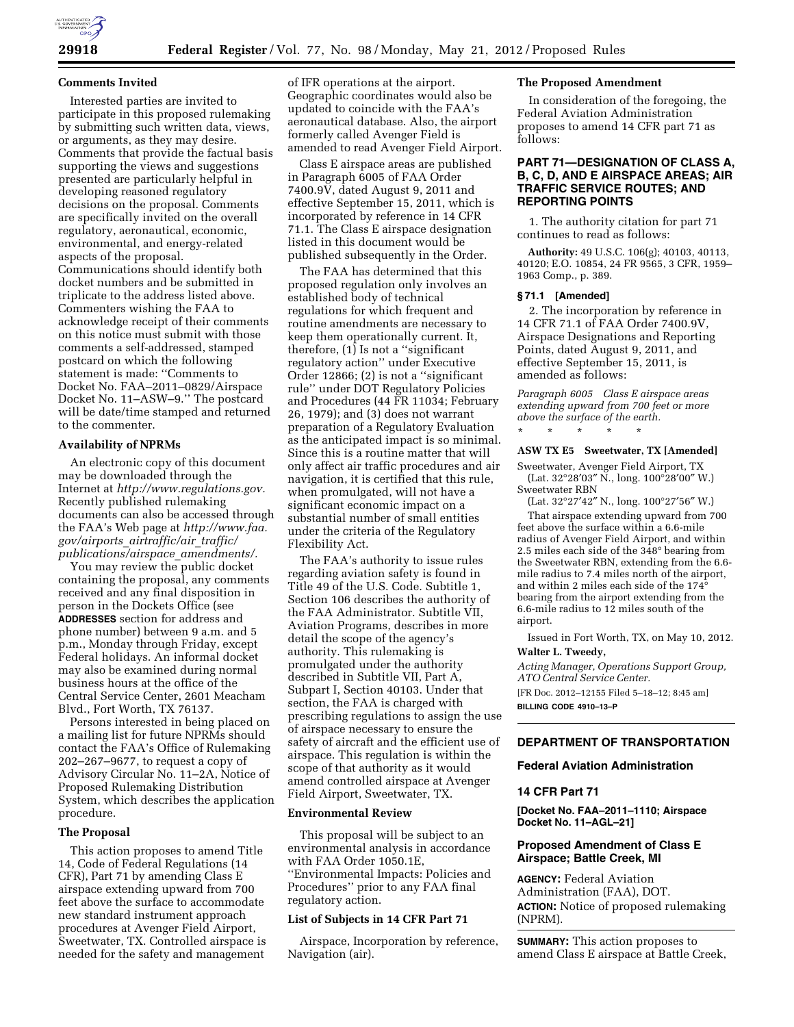**Comments Invited**

Interested parties are invited to participate in this proposed rulemaking by submitting such written data, views, or arguments, as they may desire. Comments that provide the factual basis supporting the views and suggestions presented are particularly helpful in developing reasoned regulatory decisions on the proposal. Comments are specifically invited on the overall regulatory, aeronautical, economic, environmental, and energy-related aspects of the proposal. Communications should identify both docket numbers and be submitted in triplicate to the address listed above. Commenters wishing the FAA to acknowledge receipt of their comments on this notice must submit with those comments a self-addressed, stamped postcard on which the following statement is made: ''Comments to Docket No. FAA–2011–0829/Airspace Docket No. 11–ASW–9.'' The postcard will be date/time stamped and returned to the commenter.

**Availability of NPRMs**

An electronic copy of this document may be downloaded through the Internet at *http://www.regulations.gov.* Recently published rulemaking documents can also be accessed through the FAA's Web page at *http://www.faa.gov/airports_airtraffic/air_traffic/publications/airspace_amendments/.*

You may review the public docket containing the proposal, any comments received and any final disposition in person in the Dockets Office (see **ADDRESSES** section for address and phone number) between 9 a.m. and 5 p.m., Monday through Friday, except Federal holidays. An informal docket may also be examined during normal business hours at the office of the Central Service Center, 2601 Meacham Blvd., Fort Worth, TX 76137.

Persons interested in being placed on a mailing list for future NPRMs should contact the FAA's Office of Rulemaking 202–267–9677, to request a copy of Advisory Circular No. 11–2A, Notice of Proposed Rulemaking Distribution System, which describes the application procedure.

**The Proposal**

This action proposes to amend Title 14, Code of Federal Regulations (14 CFR), Part 71 by amending Class E airspace extending upward from 700 feet above the surface to accommodate new standard instrument approach procedures at Avenger Field Airport, Sweetwater, TX. Controlled airspace is needed for the safety and management of IFR operations at the airport. Geographic coordinates would also be updated to coincide with the FAA's aeronautical database. Also, the airport formerly called Avenger Field is amended to read Avenger Field Airport.

Class E airspace areas are published in Paragraph 6005 of FAA Order 7400.9V, dated August 9, 2011 and effective September 15, 2011, which is incorporated by reference in 14 CFR 71.1. The Class E airspace designation listed in this document would be published subsequently in the Order.

The FAA has determined that this proposed regulation only involves an established body of technical regulations for which frequent and routine amendments are necessary to keep them operationally current. It, therefore, (1) Is not a ''significant regulatory action'' under Executive Order 12866; (2) is not a ''significant rule'' under DOT Regulatory Policies and Procedures (44 FR 11034; February 26, 1979); and (3) does not warrant preparation of a Regulatory Evaluation as the anticipated impact is so minimal. Since this is a routine matter that will only affect air traffic procedures and air navigation, it is certified that this rule, when promulgated, will not have a significant economic impact on a substantial number of small entities under the criteria of the Regulatory Flexibility Act.

The FAA's authority to issue rules regarding aviation safety is found in Title 49 of the U.S. Code. Subtitle 1, Section 106 describes the authority of the FAA Administrator. Subtitle VII, Aviation Programs, describes in more detail the scope of the agency's authority. This rulemaking is promulgated under the authority described in Subtitle VII, Part A, Subpart I, Section 40103. Under that section, the FAA is charged with prescribing regulations to assign the use of airspace necessary to ensure the safety of aircraft and the efficient use of airspace. This regulation is within the scope of that authority as it would amend controlled airspace at Avenger Field Airport, Sweetwater, TX.

**Environmental Review**

This proposal will be subject to an environmental analysis in accordance with FAA Order 1050.1E, ''Environmental Impacts: Policies and Procedures'' prior to any FAA final regulatory action.

**List of Subjects in 14 CFR Part 71**

Airspace, Incorporation by reference, Navigation (air).

**The Proposed Amendment**

In consideration of the foregoing, the Federal Aviation Administration proposes to amend 14 CFR part 71 as follows:

## PART 71—DESIGNATION OF CLASS A, B, C, D, AND E AIRSPACE AREAS; AIR TRAFFIC SERVICE ROUTES; AND REPORTING POINTS

1. The authority citation for part 71 continues to read as follows:

**Authority:** 49 U.S.C. 106(g); 40103, 40113, 40120; E.O. 10854, 24 FR 9565, 3 CFR, 1959–1963 Comp., p. 389.

**§ 71.1 [Amended]**

2. The incorporation by reference in 14 CFR 71.1 of FAA Order 7400.9V, Airspace Designations and Reporting Points, dated August 9, 2011, and effective September 15, 2011, is amended as follows:

*Paragraph 6005 Class E airspace areas extending upward from 700 feet or more above the surface of the earth.*

\* \* \* \* \*

**ASW TX E5 Sweetwater, TX [Amended]**

Sweetwater, Avenger Field Airport, TX
(Lat. 32°28′03″ N., long. 100°28′00″ W.)
Sweetwater RBN
(Lat. 32°27′42″ N., long. 100°27′56″ W.)

That airspace extending upward from 700 feet above the surface within a 6.6-mile radius of Avenger Field Airport, and within 2.5 miles each side of the 348° bearing from the Sweetwater RBN, extending from the 6.6-mile radius to 7.4 miles north of the airport, and within 2 miles each side of the 174° bearing from the airport extending from the 6.6-mile radius to 12 miles south of the airport.

Issued in Fort Worth, TX, on May 10, 2012.

**Walter L. Tweedy,**

*Acting Manager, Operations Support Group, ATO Central Service Center.*

[FR Doc. 2012–12155 Filed 5–18–12; 8:45 am]

**BILLING CODE 4910–13–P**

---

## DEPARTMENT OF TRANSPORTATION

### Federal Aviation Administration

### 14 CFR Part 71

**[Docket No. FAA–2011–1110; Airspace Docket No. 11–AGL–21]**

### Proposed Amendment of Class E Airspace; Battle Creek, MI

**AGENCY:** Federal Aviation Administration (FAA), DOT.

**ACTION:** Notice of proposed rulemaking (NPRM).

**SUMMARY:** This action proposes to amend Class E airspace at Battle Creek,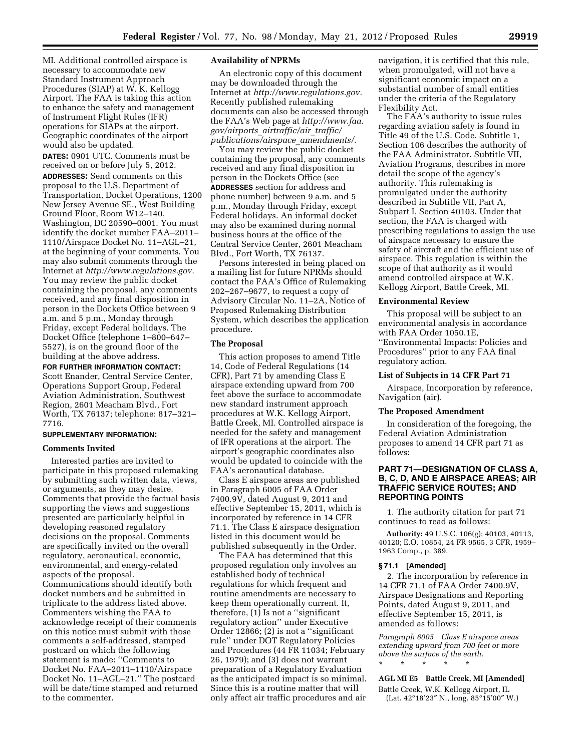MI. Additional controlled airspace is necessary to accommodate new Standard Instrument Approach Procedures (SIAP) at W. K. Kellogg Airport. The FAA is taking this action to enhance the safety and management of Instrument Flight Rules (IFR) operations for SIAPs at the airport. Geographic coordinates of the airport would also be updated.

**DATES:** 0901 UTC. Comments must be received on or before July 5, 2012.

**ADDRESSES:** Send comments on this proposal to the U.S. Department of Transportation, Docket Operations, 1200 New Jersey Avenue SE., West Building Ground Floor, Room W12–140, Washington, DC 20590–0001. You must identify the docket number FAA–2011–1110/Airspace Docket No. 11–AGL–21, at the beginning of your comments. You may also submit comments through the Internet at *http://www.regulations.gov.* You may review the public docket containing the proposal, any comments received, and any final disposition in person in the Dockets Office between 9 a.m. and 5 p.m., Monday through Friday, except Federal holidays. The Docket Office (telephone 1–800–647–5527), is on the ground floor of the building at the above address.

**FOR FURTHER INFORMATION CONTACT:** Scott Enander, Central Service Center, Operations Support Group, Federal Aviation Administration, Southwest Region, 2601 Meacham Blvd., Fort Worth, TX 76137; telephone: 817–321–7716.

**SUPPLEMENTARY INFORMATION:**

## Comments Invited

Interested parties are invited to participate in this proposed rulemaking by submitting such written data, views, or arguments, as they may desire. Comments that provide the factual basis supporting the views and suggestions presented are particularly helpful in developing reasoned regulatory decisions on the proposal. Comments are specifically invited on the overall regulatory, aeronautical, economic, environmental, and energy-related aspects of the proposal. Communications should identify both docket numbers and be submitted in triplicate to the address listed above. Commenters wishing the FAA to acknowledge receipt of their comments on this notice must submit with those comments a self-addressed, stamped postcard on which the following statement is made: ''Comments to Docket No. FAA–2011–1110/Airspace Docket No. 11–AGL–21.'' The postcard will be date/time stamped and returned to the commenter.

## Availability of NPRMs

An electronic copy of this document may be downloaded through the Internet at *http://www.regulations.gov.* Recently published rulemaking documents can also be accessed through the FAA's Web page at *http://www.faa.gov/airports_airtraffic/air_traffic/publications/airspace_amendments/.*

You may review the public docket containing the proposal, any comments received and any final disposition in person in the Dockets Office (see **ADDRESSES** section for address and phone number) between 9 a.m. and 5 p.m., Monday through Friday, except Federal holidays. An informal docket may also be examined during normal business hours at the office of the Central Service Center, 2601 Meacham Blvd., Fort Worth, TX 76137.

Persons interested in being placed on a mailing list for future NPRMs should contact the FAA's Office of Rulemaking 202–267–9677, to request a copy of Advisory Circular No. 11–2A, Notice of Proposed Rulemaking Distribution System, which describes the application procedure.

## The Proposal

This action proposes to amend Title 14, Code of Federal Regulations (14 CFR), Part 71 by amending Class E airspace extending upward from 700 feet above the surface to accommodate new standard instrument approach procedures at W.K. Kellogg Airport, Battle Creek, MI. Controlled airspace is needed for the safety and management of IFR operations at the airport. The airport's geographic coordinates also would be updated to coincide with the FAA's aeronautical database.

Class E airspace areas are published in Paragraph 6005 of FAA Order 7400.9V, dated August 9, 2011 and effective September 15, 2011, which is incorporated by reference in 14 CFR 71.1. The Class E airspace designation listed in this document would be published subsequently in the Order.

The FAA has determined that this proposed regulation only involves an established body of technical regulations for which frequent and routine amendments are necessary to keep them operationally current. It, therefore, (1) Is not a ''significant regulatory action'' under Executive Order 12866; (2) is not a ''significant rule'' under DOT Regulatory Policies and Procedures (44 FR 11034; February 26, 1979); and (3) does not warrant preparation of a Regulatory Evaluation as the anticipated impact is so minimal. Since this is a routine matter that will only affect air traffic procedures and air navigation, it is certified that this rule, when promulgated, will not have a significant economic impact on a substantial number of small entities under the criteria of the Regulatory Flexibility Act.

The FAA's authority to issue rules regarding aviation safety is found in Title 49 of the U.S. Code. Subtitle 1, Section 106 describes the authority of the FAA Administrator. Subtitle VII, Aviation Programs, describes in more detail the scope of the agency's authority. This rulemaking is promulgated under the authority described in Subtitle VII, Part A, Subpart I, Section 40103. Under that section, the FAA is charged with prescribing regulations to assign the use of airspace necessary to ensure the safety of aircraft and the efficient use of airspace. This regulation is within the scope of that authority as it would amend controlled airspace at W.K. Kellogg Airport, Battle Creek, MI.

## Environmental Review

This proposal will be subject to an environmental analysis in accordance with FAA Order 1050.1E, ''Environmental Impacts: Policies and Procedures'' prior to any FAA final regulatory action.

## List of Subjects in 14 CFR Part 71

Airspace, Incorporation by reference, Navigation (air).

## The Proposed Amendment

In consideration of the foregoing, the Federal Aviation Administration proposes to amend 14 CFR part 71 as follows:

## PART 71—DESIGNATION OF CLASS A, B, C, D, AND E AIRSPACE AREAS; AIR TRAFFIC SERVICE ROUTES; AND REPORTING POINTS

1. The authority citation for part 71 continues to read as follows:

**Authority:** 49 U.S.C. 106(g); 40103, 40113, 40120; E.O. 10854, 24 FR 9565, 3 CFR, 1959–1963 Comp., p. 389.

### § 71.1 [Amended]

2. The incorporation by reference in 14 CFR 71.1 of FAA Order 7400.9V, Airspace Designations and Reporting Points, dated August 9, 2011, and effective September 15, 2011, is amended as follows:

*Paragraph 6005 Class E airspace areas extending upward from 700 feet or more above the surface of the earth.*

\* \* \* \* \*

**AGL MI E5 Battle Creek, MI [Amended]**

Battle Creek, W.K. Kellogg Airport, IL
(Lat. 42°18′23″ N., long. 85°15′00″ W.)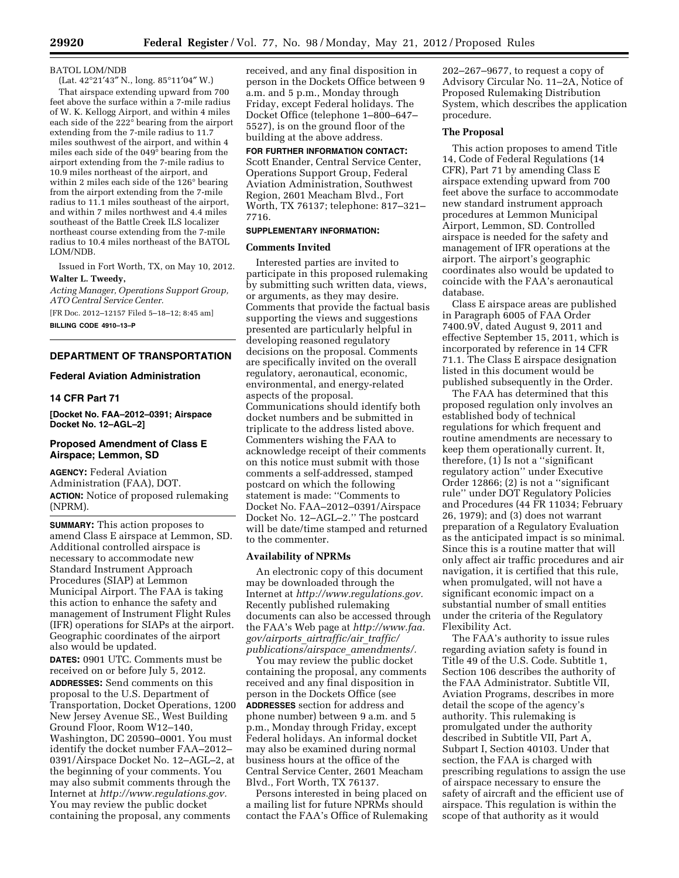BATOL LOM/NDB

(Lat. 42°21′43″ N., long. 85°11′04″ W.)

That airspace extending upward from 700 feet above the surface within a 7-mile radius of W. K. Kellogg Airport, and within 4 miles each side of the 222° bearing from the airport extending from the 7-mile radius to 11.7 miles southwest of the airport, and within 4 miles each side of the 049° bearing from the airport extending from the 7-mile radius to 10.9 miles northeast of the airport, and within 2 miles each side of the 126° bearing from the airport extending from the 7-mile radius to 11.1 miles southeast of the airport, and within 7 miles northwest and 4.4 miles southeast of the Battle Creek ILS localizer northeast course extending from the 7-mile radius to 10.4 miles northeast of the BATOL LOM/NDB.

Issued in Fort Worth, TX, on May 10, 2012.

**Walter L. Tweedy,**

*Acting Manager, Operations Support Group, ATO Central Service Center.*

[FR Doc. 2012–12157 Filed 5–18–12; 8:45 am]

**BILLING CODE 4910–13–P**

---

## DEPARTMENT OF TRANSPORTATION

### Federal Aviation Administration

### 14 CFR Part 71

**[Docket No. FAA–2012–0391; Airspace Docket No. 12–AGL–2]**

### Proposed Amendment of Class E Airspace; Lemmon, SD

**AGENCY:** Federal Aviation Administration (FAA), DOT.

**ACTION:** Notice of proposed rulemaking (NPRM).

**SUMMARY:** This action proposes to amend Class E airspace at Lemmon, SD. Additional controlled airspace is necessary to accommodate new Standard Instrument Approach Procedures (SIAP) at Lemmon Municipal Airport. The FAA is taking this action to enhance the safety and management of Instrument Flight Rules (IFR) operations for SIAPs at the airport. Geographic coordinates of the airport also would be updated.

**DATES:** 0901 UTC. Comments must be received on or before July 5, 2012.

**ADDRESSES:** Send comments on this proposal to the U.S. Department of Transportation, Docket Operations, 1200 New Jersey Avenue SE., West Building Ground Floor, Room W12–140, Washington, DC 20590–0001. You must identify the docket number FAA–2012–0391/Airspace Docket No. 12–AGL–2, at the beginning of your comments. You may also submit comments through the Internet at *http://www.regulations.gov.* You may review the public docket containing the proposal, any comments received, and any final disposition in person in the Dockets Office between 9 a.m. and 5 p.m., Monday through Friday, except Federal holidays. The Docket Office (telephone 1–800–647–5527), is on the ground floor of the building at the above address.

**FOR FURTHER INFORMATION CONTACT:** Scott Enander, Central Service Center, Operations Support Group, Federal Aviation Administration, Southwest Region, 2601 Meacham Blvd., Fort Worth, TX 76137; telephone: 817–321–7716.

**SUPPLEMENTARY INFORMATION:**

#### Comments Invited

Interested parties are invited to participate in this proposed rulemaking by submitting such written data, views, or arguments, as they may desire. Comments that provide the factual basis supporting the views and suggestions presented are particularly helpful in developing reasoned regulatory decisions on the proposal. Comments are specifically invited on the overall regulatory, aeronautical, economic, environmental, and energy-related aspects of the proposal. Communications should identify both docket numbers and be submitted in triplicate to the address listed above. Commenters wishing the FAA to acknowledge receipt of their comments on this notice must submit with those comments a self-addressed, stamped postcard on which the following statement is made: ''Comments to Docket No. FAA–2012–0391/Airspace Docket No. 12–AGL–2.'' The postcard will be date/time stamped and returned to the commenter.

#### Availability of NPRMs

An electronic copy of this document may be downloaded through the Internet at *http://www.regulations.gov.* Recently published rulemaking documents can also be accessed through the FAA's Web page at *http://www.faa.gov/airports_airtraffic/air_traffic/publications/airspace_amendments/.*

You may review the public docket containing the proposal, any comments received and any final disposition in person in the Dockets Office (see **ADDRESSES** section for address and phone number) between 9 a.m. and 5 p.m., Monday through Friday, except Federal holidays. An informal docket may also be examined during normal business hours at the office of the Central Service Center, 2601 Meacham Blvd., Fort Worth, TX 76137.

Persons interested in being placed on a mailing list for future NPRMs should contact the FAA's Office of Rulemaking 202–267–9677, to request a copy of Advisory Circular No. 11–2A, Notice of Proposed Rulemaking Distribution System, which describes the application procedure.

#### The Proposal

This action proposes to amend Title 14, Code of Federal Regulations (14 CFR), Part 71 by amending Class E airspace extending upward from 700 feet above the surface to accommodate new standard instrument approach procedures at Lemmon Municipal Airport, Lemmon, SD. Controlled airspace is needed for the safety and management of IFR operations at the airport. The airport's geographic coordinates also would be updated to coincide with the FAA's aeronautical database.

Class E airspace areas are published in Paragraph 6005 of FAA Order 7400.9V, dated August 9, 2011 and effective September 15, 2011, which is incorporated by reference in 14 CFR 71.1. The Class E airspace designation listed in this document would be published subsequently in the Order.

The FAA has determined that this proposed regulation only involves an established body of technical regulations for which frequent and routine amendments are necessary to keep them operationally current. It, therefore, (1) Is not a ''significant regulatory action'' under Executive Order 12866; (2) is not a ''significant rule'' under DOT Regulatory Policies and Procedures (44 FR 11034; February 26, 1979); and (3) does not warrant preparation of a Regulatory Evaluation as the anticipated impact is so minimal. Since this is a routine matter that will only affect air traffic procedures and air navigation, it is certified that this rule, when promulgated, will not have a significant economic impact on a substantial number of small entities under the criteria of the Regulatory Flexibility Act.

The FAA's authority to issue rules regarding aviation safety is found in Title 49 of the U.S. Code. Subtitle 1, Section 106 describes the authority of the FAA Administrator. Subtitle VII, Aviation Programs, describes in more detail the scope of the agency's authority. This rulemaking is promulgated under the authority described in Subtitle VII, Part A, Subpart I, Section 40103. Under that section, the FAA is charged with prescribing regulations to assign the use of airspace necessary to ensure the safety of aircraft and the efficient use of airspace. This regulation is within the scope of that authority as it would